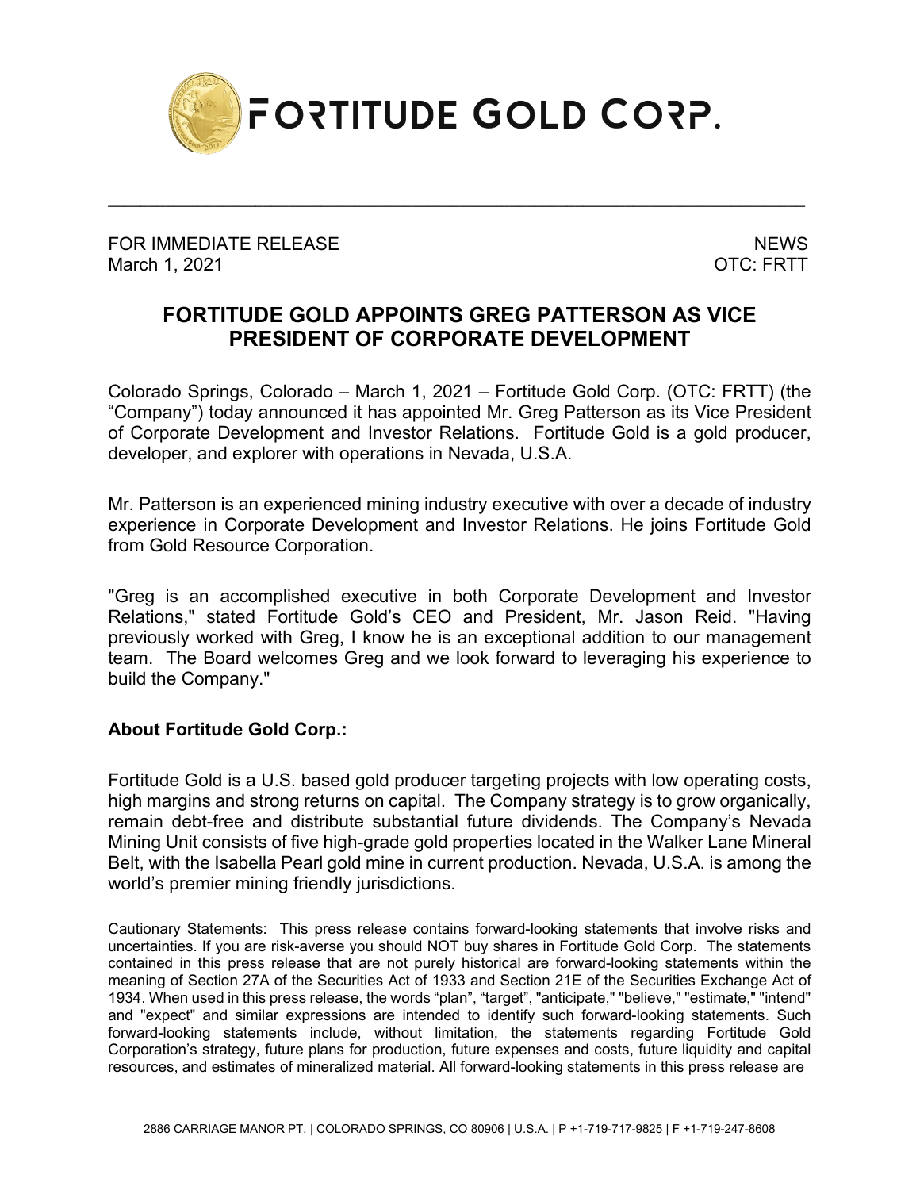FORTITUDE GOLD CORP.

FOR IMMEDIATE RELEASE
March 1, 2021

NEWS
OTC: FRTT

# FORTITUDE GOLD APPOINTS GREG PATTERSON AS VICE PRESIDENT OF CORPORATE DEVELOPMENT

Colorado Springs, Colorado – March 1, 2021 – Fortitude Gold Corp. (OTC: FRTT) (the “Company”) today announced it has appointed Mr. Greg Patterson as its Vice President of Corporate Development and Investor Relations. Fortitude Gold is a gold producer, developer, and explorer with operations in Nevada, U.S.A.

Mr. Patterson is an experienced mining industry executive with over a decade of industry experience in Corporate Development and Investor Relations. He joins Fortitude Gold from Gold Resource Corporation.

"Greg is an accomplished executive in both Corporate Development and Investor Relations," stated Fortitude Gold’s CEO and President, Mr. Jason Reid. "Having previously worked with Greg, I know he is an exceptional addition to our management team. The Board welcomes Greg and we look forward to leveraging his experience to build the Company."

**About Fortitude Gold Corp.:**

Fortitude Gold is a U.S. based gold producer targeting projects with low operating costs, high margins and strong returns on capital. The Company strategy is to grow organically, remain debt-free and distribute substantial future dividends. The Company’s Nevada Mining Unit consists of five high-grade gold properties located in the Walker Lane Mineral Belt, with the Isabella Pearl gold mine in current production. Nevada, U.S.A. is among the world’s premier mining friendly jurisdictions.

Cautionary Statements: This press release contains forward-looking statements that involve risks and uncertainties. If you are risk-averse you should NOT buy shares in Fortitude Gold Corp. The statements contained in this press release that are not purely historical are forward-looking statements within the meaning of Section 27A of the Securities Act of 1933 and Section 21E of the Securities Exchange Act of 1934. When used in this press release, the words “plan”, “target”, "anticipate," "believe," "estimate," "intend" and "expect" and similar expressions are intended to identify such forward-looking statements. Such forward-looking statements include, without limitation, the statements regarding Fortitude Gold Corporation’s strategy, future plans for production, future expenses and costs, future liquidity and capital resources, and estimates of mineralized material. All forward-looking statements in this press release are

2886 CARRIAGE MANOR PT. | COLORADO SPRINGS, CO 80906 | U.S.A. | P +1-719-717-9825 | F +1-719-247-8608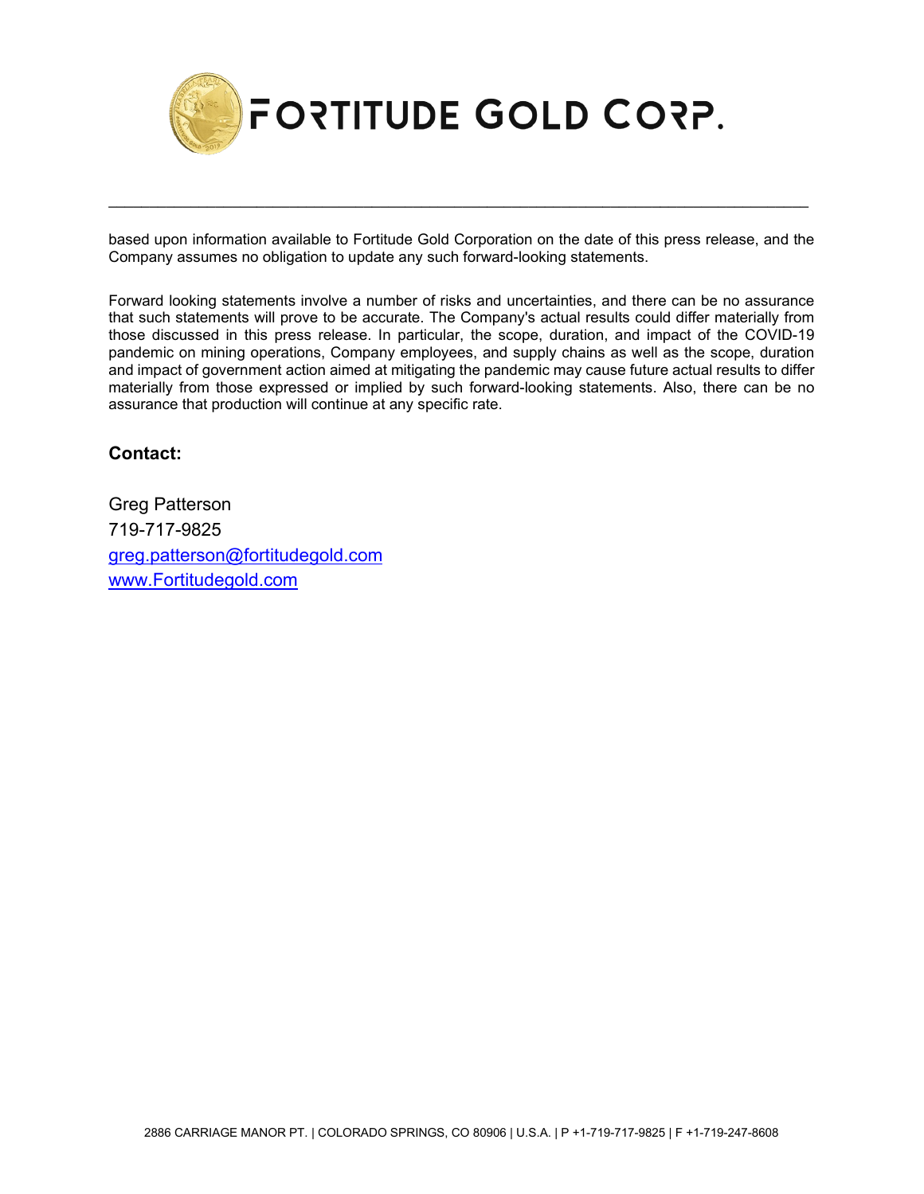based upon information available to Fortitude Gold Corporation on the date of this press release, and the Company assumes no obligation to update any such forward-looking statements.

Forward looking statements involve a number of risks and uncertainties, and there can be no assurance that such statements will prove to be accurate. The Company's actual results could differ materially from those discussed in this press release. In particular, the scope, duration, and impact of the COVID-19 pandemic on mining operations, Company employees, and supply chains as well as the scope, duration and impact of government action aimed at mitigating the pandemic may cause future actual results to differ materially from those expressed or implied by such forward-looking statements. Also, there can be no assurance that production will continue at any specific rate.

**Contact:**

Greg Patterson
719-717-9825
greg.patterson@fortitudegold.com
www.Fortitudegold.com